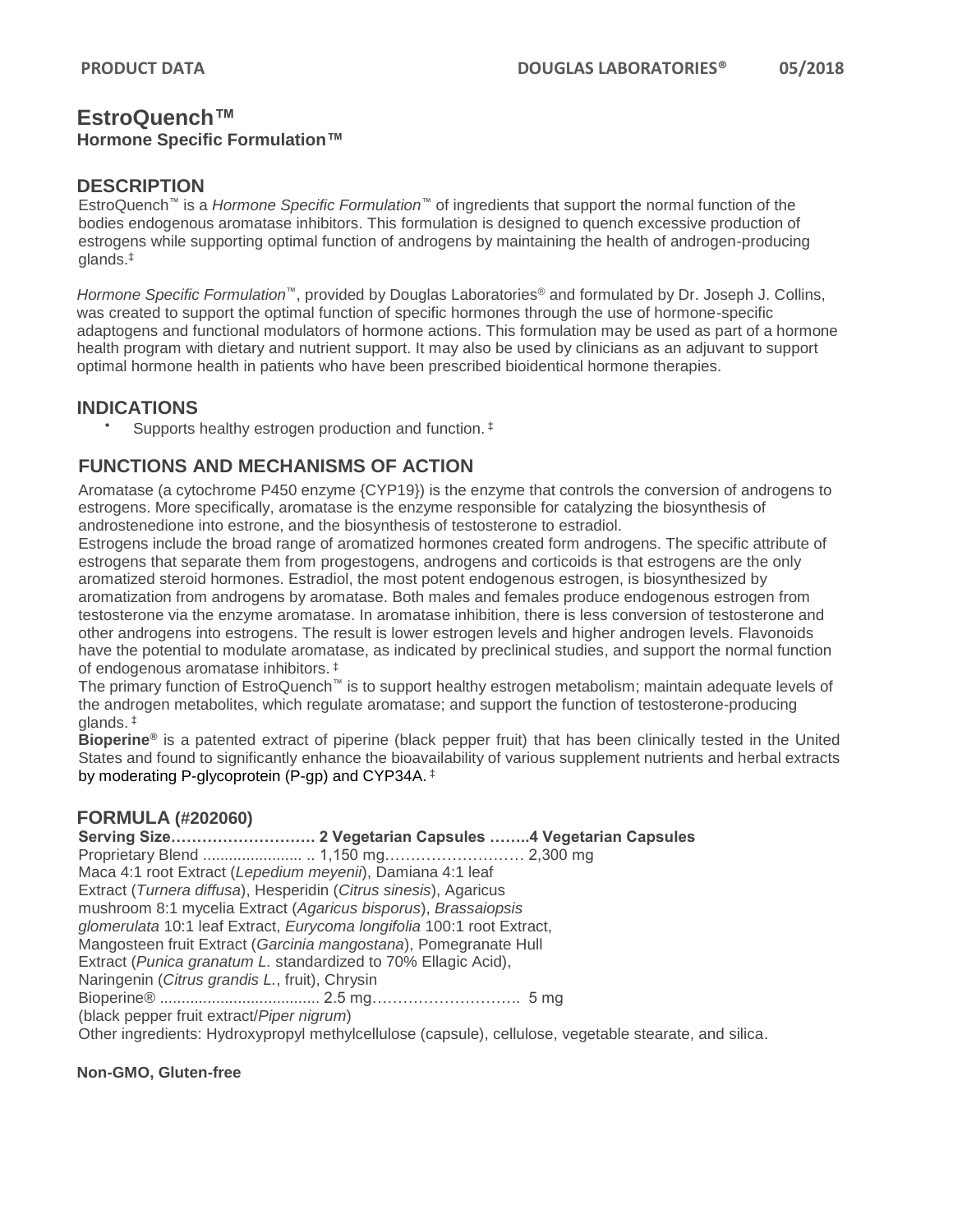# EstroQuench™

**Hormone Specific Formulation™**

## DESCRIPTION

EstroQuench™ is a *Hormone Specific Formulation*™ of ingredients that support the normal function of the bodies endogenous aromatase inhibitors. This formulation is designed to quench excessive production of estrogens while supporting optimal function of androgens by maintaining the health of androgen-producing glands.‡

*Hormone Specific Formulation*™, provided by Douglas Laboratories® and formulated by Dr. Joseph J. Collins, was created to support the optimal function of specific hormones through the use of hormone-specific adaptogens and functional modulators of hormone actions. This formulation may be used as part of a hormone health program with dietary and nutrient support. It may also be used by clinicians as an adjuvant to support optimal hormone health in patients who have been prescribed bioidentical hormone therapies.

## INDICATIONS

- Supports healthy estrogen production and function. ‡

## FUNCTIONS AND MECHANISMS OF ACTION

Aromatase (a cytochrome P450 enzyme {CYP19}) is the enzyme that controls the conversion of androgens to estrogens. More specifically, aromatase is the enzyme responsible for catalyzing the biosynthesis of androstenedione into estrone, and the biosynthesis of testosterone to estradiol.

Estrogens include the broad range of aromatized hormones created form androgens. The specific attribute of estrogens that separate them from progestogens, androgens and corticoids is that estrogens are the only aromatized steroid hormones. Estradiol, the most potent endogenous estrogen, is biosynthesized by aromatization from androgens by aromatase. Both males and females produce endogenous estrogen from testosterone via the enzyme aromatase. In aromatase inhibition, there is less conversion of testosterone and other androgens into estrogens. The result is lower estrogen levels and higher androgen levels. Flavonoids have the potential to modulate aromatase, as indicated by preclinical studies, and support the normal function of endogenous aromatase inhibitors. ‡

The primary function of EstroQuench™ is to support healthy estrogen metabolism; maintain adequate levels of the androgen metabolites, which regulate aromatase; and support the function of testosterone-producing glands. ‡

**Bioperine®** is a patented extract of piperine (black pepper fruit) that has been clinically tested in the United States and found to significantly enhance the bioavailability of various supplement nutrients and herbal extracts by moderating P-glycoprotein (P-gp) and CYP34A. ‡

## FORMULA (#202060)

**Serving Size……………………… 2 Vegetarian Capsules ……..4 Vegetarian Capsules**

Proprietary Blend ....................... .. 1,150 mg……………………… 2,300 mg

Maca 4:1 root Extract (*Lepedium meyenii*), Damiana 4:1 leaf Extract (*Turnera diffusa*), Hesperidin (*Citrus sinesis*), Agaricus mushroom 8:1 mycelia Extract (*Agaricus bisporus*), *Brassaiopsis glomerulata* 10:1 leaf Extract, *Eurycoma longifolia* 100:1 root Extract, Mangosteen fruit Extract (*Garcinia mangostana*), Pomegranate Hull Extract (*Punica granatum L.* standardized to 70% Ellagic Acid), Naringenin (*Citrus grandis L.*, fruit), Chrysin

Bioperine® ..................................... 2.5 mg……………………….. 5 mg

(black pepper fruit extract/*Piper nigrum*)

Other ingredients: Hydroxypropyl methylcellulose (capsule), cellulose, vegetable stearate, and silica.

**Non-GMO, Gluten-free**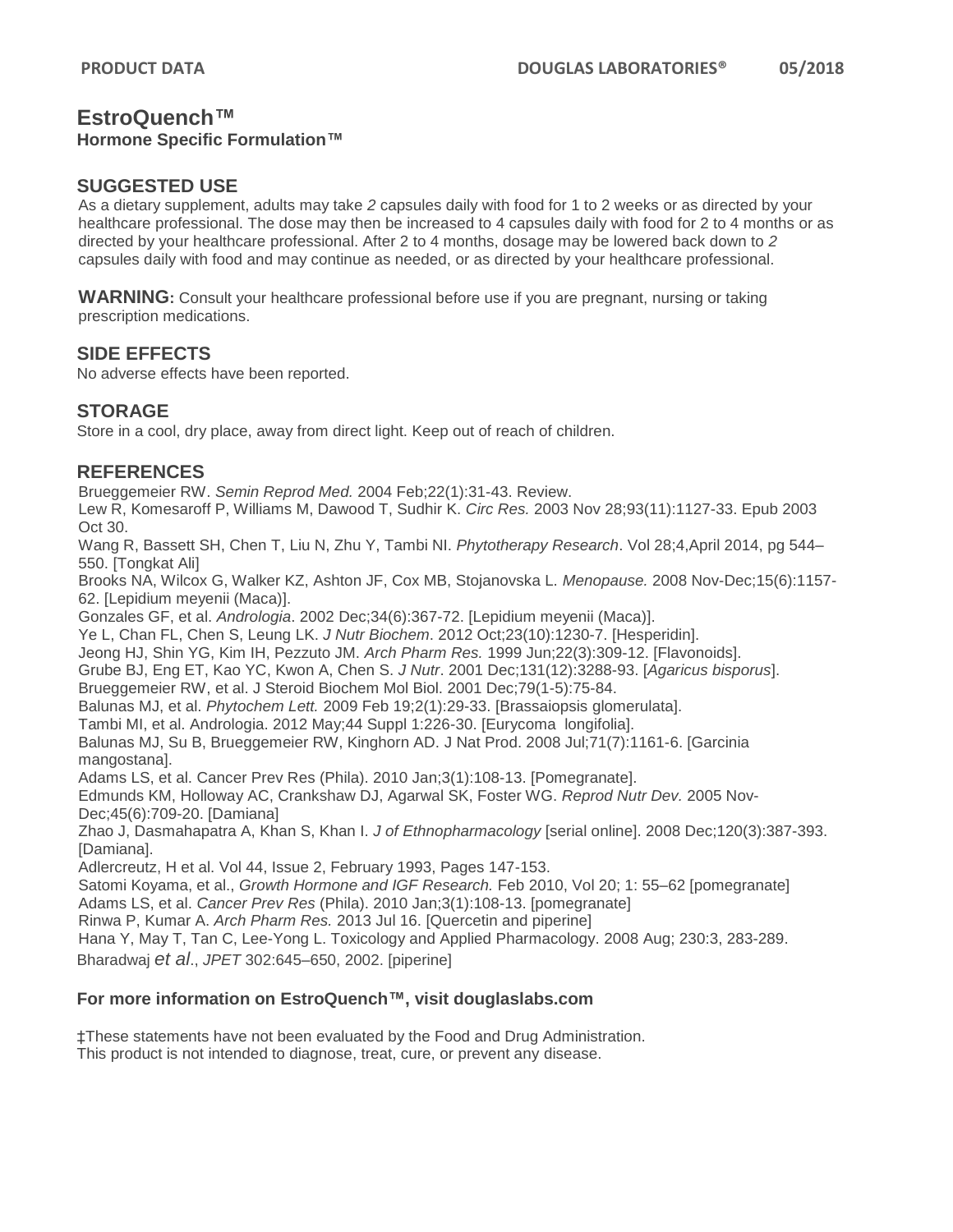# EstroQuench™

**Hormone Specific Formulation™**

## SUGGESTED USE

As a dietary supplement, adults may take *2* capsules daily with food for 1 to 2 weeks or as directed by your healthcare professional. The dose may then be increased to 4 capsules daily with food for 2 to 4 months or as directed by your healthcare professional. After 2 to 4 months, dosage may be lowered back down to *2* capsules daily with food and may continue as needed, or as directed by your healthcare professional.

**WARNING:** Consult your healthcare professional before use if you are pregnant, nursing or taking prescription medications.

## SIDE EFFECTS

No adverse effects have been reported.

## STORAGE

Store in a cool, dry place, away from direct light. Keep out of reach of children.

## REFERENCES

Brueggemeier RW. *Semin Reprod Med.* 2004 Feb;22(1):31-43. Review.
Lew R, Komesaroff P, Williams M, Dawood T, Sudhir K. *Circ Res.* 2003 Nov 28;93(11):1127-33. Epub 2003 Oct 30.
Wang R, Bassett SH, Chen T, Liu N, Zhu Y, Tambi NI. *Phytotherapy Research*. Vol 28;4,April 2014, pg 544–550. [Tongkat Ali]
Brooks NA, Wilcox G, Walker KZ, Ashton JF, Cox MB, Stojanovska L. *Menopause.* 2008 Nov-Dec;15(6):1157-62. [Lepidium meyenii (Maca)].
Gonzales GF, et al. *Andrologia*. 2002 Dec;34(6):367-72. [Lepidium meyenii (Maca)].
Ye L, Chan FL, Chen S, Leung LK. *J Nutr Biochem*. 2012 Oct;23(10):1230-7. [Hesperidin].
Jeong HJ, Shin YG, Kim IH, Pezzuto JM. *Arch Pharm Res.* 1999 Jun;22(3):309-12. [Flavonoids].
Grube BJ, Eng ET, Kao YC, Kwon A, Chen S. *J Nutr*. 2001 Dec;131(12):3288-93. [*Agaricus bisporus*].
Brueggemeier RW, et al. J Steroid Biochem Mol Biol. 2001 Dec;79(1-5):75-84.
Balunas MJ, et al. *Phytochem Lett.* 2009 Feb 19;2(1):29-33. [Brassaiopsis glomerulata].
Tambi MI, et al. Andrologia. 2012 May;44 Suppl 1:226-30. [Eurycoma longifolia].
Balunas MJ, Su B, Brueggemeier RW, Kinghorn AD. J Nat Prod. 2008 Jul;71(7):1161-6. [Garcinia mangostana].
Adams LS, et al. Cancer Prev Res (Phila). 2010 Jan;3(1):108-13. [Pomegranate].
Edmunds KM, Holloway AC, Crankshaw DJ, Agarwal SK, Foster WG. *Reprod Nutr Dev.* 2005 Nov-Dec;45(6):709-20. [Damiana]
Zhao J, Dasmahapatra A, Khan S, Khan I. *J of Ethnopharmacology* [serial online]. 2008 Dec;120(3):387-393. [Damiana].
Adlercreutz, H et al. Vol 44, Issue 2, February 1993, Pages 147-153.
Satomi Koyama, et al., *Growth Hormone and IGF Research.* Feb 2010, Vol 20; 1: 55–62 [pomegranate]
Adams LS, et al. *Cancer Prev Res* (Phila). 2010 Jan;3(1):108-13. [pomegranate]
Rinwa P, Kumar A. *Arch Pharm Res.* 2013 Jul 16. [Quercetin and piperine]
Hana Y, May T, Tan C, Lee-Yong L. Toxicology and Applied Pharmacology. 2008 Aug; 230:3, 283-289.
Bharadwaj *et al*., *JPET* 302:645–650, 2002. [piperine]

**For more information on EstroQuench™, visit douglaslabs.com**

‡These statements have not been evaluated by the Food and Drug Administration.
This product is not intended to diagnose, treat, cure, or prevent any disease.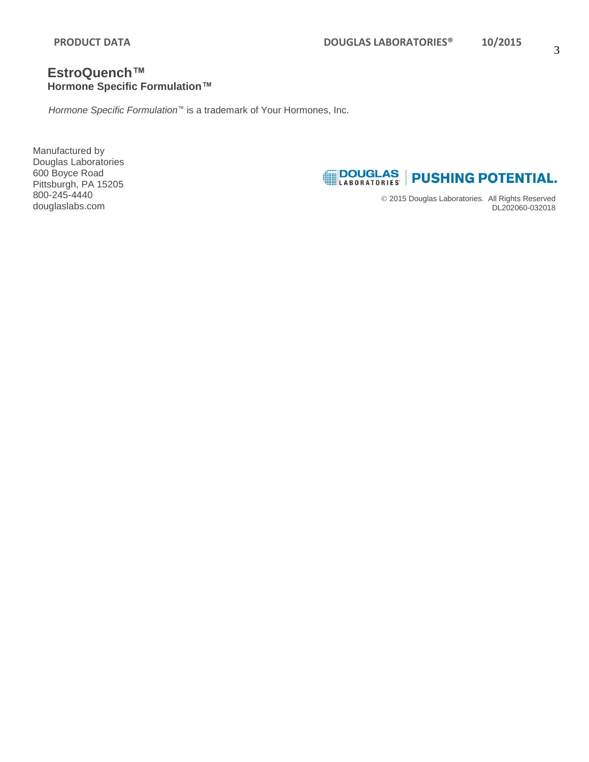# EstroQuench™
**Hormone Specific Formulation™**

*Hormone Specific Formulation*™ is a trademark of Your Hormones, Inc.

Manufactured by
Douglas Laboratories
600 Boyce Road
Pittsburgh, PA 15205
800-245-4440
douglaslabs.com

DOUGLAS LABORATORIES | PUSHING POTENTIAL.

© 2015 Douglas Laboratories. All Rights Reserved
DL202060-032018